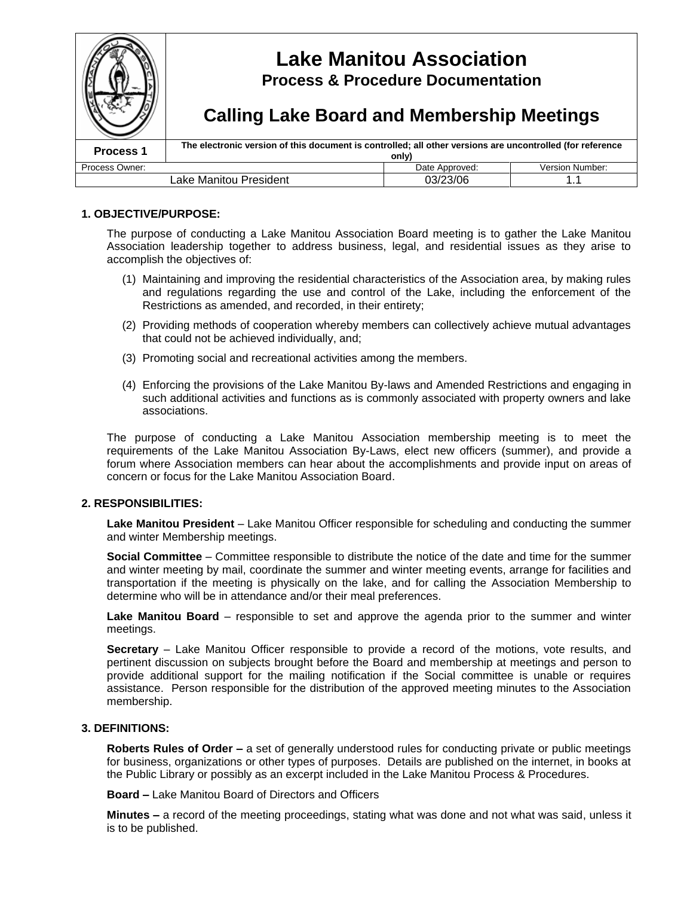# Lake Manitou Association

## Process & Procedure Documentation

## Calling Lake Board and Membership Meetings

| Process 1 | The electronic version of this document is controlled; all other versions are uncontrolled (for reference only) | |
|---|---|---|
| Process Owner: | Date Approved: | Version Number: |
| Lake Manitou President | 03/23/06 | 1.1 |

### 1. OBJECTIVE/PURPOSE:

The purpose of conducting a Lake Manitou Association Board meeting is to gather the Lake Manitou Association leadership together to address business, legal, and residential issues as they arise to accomplish the objectives of:

(1) Maintaining and improving the residential characteristics of the Association area, by making rules and regulations regarding the use and control of the Lake, including the enforcement of the Restrictions as amended, and recorded, in their entirety;

(2) Providing methods of cooperation whereby members can collectively achieve mutual advantages that could not be achieved individually, and;

(3) Promoting social and recreational activities among the members.

(4) Enforcing the provisions of the Lake Manitou By-laws and Amended Restrictions and engaging in such additional activities and functions as is commonly associated with property owners and lake associations.

The purpose of conducting a Lake Manitou Association membership meeting is to meet the requirements of the Lake Manitou Association By-Laws, elect new officers (summer), and provide a forum where Association members can hear about the accomplishments and provide input on areas of concern or focus for the Lake Manitou Association Board.

### 2. RESPONSIBILITIES:

**Lake Manitou President** – Lake Manitou Officer responsible for scheduling and conducting the summer and winter Membership meetings.

**Social Committee** – Committee responsible to distribute the notice of the date and time for the summer and winter meeting by mail, coordinate the summer and winter meeting events, arrange for facilities and transportation if the meeting is physically on the lake, and for calling the Association Membership to determine who will be in attendance and/or their meal preferences.

**Lake Manitou Board** – responsible to set and approve the agenda prior to the summer and winter meetings.

**Secretary** – Lake Manitou Officer responsible to provide a record of the motions, vote results, and pertinent discussion on subjects brought before the Board and membership at meetings and person to provide additional support for the mailing notification if the Social committee is unable or requires assistance. Person responsible for the distribution of the approved meeting minutes to the Association membership.

### 3. DEFINITIONS:

**Roberts Rules of Order –** a set of generally understood rules for conducting private or public meetings for business, organizations or other types of purposes. Details are published on the internet, in books at the Public Library or possibly as an excerpt included in the Lake Manitou Process & Procedures.

**Board –** Lake Manitou Board of Directors and Officers

**Minutes –** a record of the meeting proceedings, stating what was done and not what was said, unless it is to be published.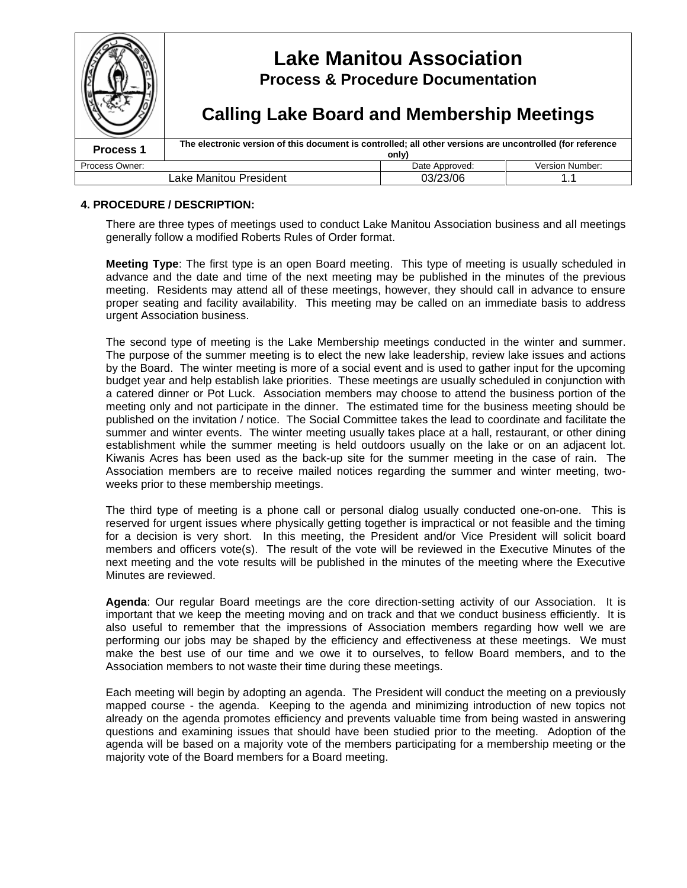## 4. PROCEDURE / DESCRIPTION:

There are three types of meetings used to conduct Lake Manitou Association business and all meetings generally follow a modified Roberts Rules of Order format.

**Meeting Type**: The first type is an open Board meeting. This type of meeting is usually scheduled in advance and the date and time of the next meeting may be published in the minutes of the previous meeting. Residents may attend all of these meetings, however, they should call in advance to ensure proper seating and facility availability. This meeting may be called on an immediate basis to address urgent Association business.

The second type of meeting is the Lake Membership meetings conducted in the winter and summer. The purpose of the summer meeting is to elect the new lake leadership, review lake issues and actions by the Board. The winter meeting is more of a social event and is used to gather input for the upcoming budget year and help establish lake priorities. These meetings are usually scheduled in conjunction with a catered dinner or Pot Luck. Association members may choose to attend the business portion of the meeting only and not participate in the dinner. The estimated time for the business meeting should be published on the invitation / notice. The Social Committee takes the lead to coordinate and facilitate the summer and winter events. The winter meeting usually takes place at a hall, restaurant, or other dining establishment while the summer meeting is held outdoors usually on the lake or on an adjacent lot. Kiwanis Acres has been used as the back-up site for the summer meeting in the case of rain. The Association members are to receive mailed notices regarding the summer and winter meeting, two-weeks prior to these membership meetings.

The third type of meeting is a phone call or personal dialog usually conducted one-on-one. This is reserved for urgent issues where physically getting together is impractical or not feasible and the timing for a decision is very short. In this meeting, the President and/or Vice President will solicit board members and officers vote(s). The result of the vote will be reviewed in the Executive Minutes of the next meeting and the vote results will be published in the minutes of the meeting where the Executive Minutes are reviewed.

**Agenda**: Our regular Board meetings are the core direction-setting activity of our Association. It is important that we keep the meeting moving and on track and that we conduct business efficiently. It is also useful to remember that the impressions of Association members regarding how well we are performing our jobs may be shaped by the efficiency and effectiveness at these meetings. We must make the best use of our time and we owe it to ourselves, to fellow Board members, and to the Association members to not waste their time during these meetings.

Each meeting will begin by adopting an agenda. The President will conduct the meeting on a previously mapped course - the agenda. Keeping to the agenda and minimizing introduction of new topics not already on the agenda promotes efficiency and prevents valuable time from being wasted in answering questions and examining issues that should have been studied prior to the meeting. Adoption of the agenda will be based on a majority vote of the members participating for a membership meeting or the majority vote of the Board members for a Board meeting.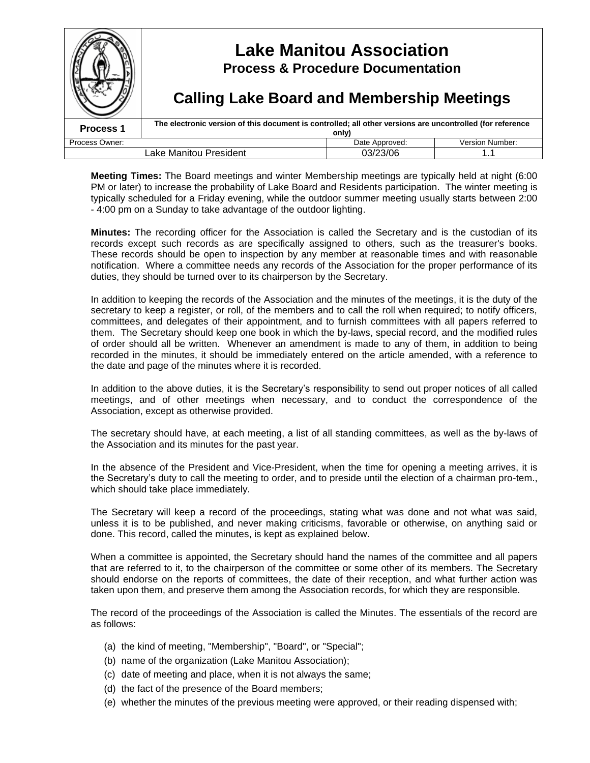**Meeting Times:** The Board meetings and winter Membership meetings are typically held at night (6:00 PM or later) to increase the probability of Lake Board and Residents participation. The winter meeting is typically scheduled for a Friday evening, while the outdoor summer meeting usually starts between 2:00 - 4:00 pm on a Sunday to take advantage of the outdoor lighting.

**Minutes:** The recording officer for the Association is called the Secretary and is the custodian of its records except such records as are specifically assigned to others, such as the treasurer's books. These records should be open to inspection by any member at reasonable times and with reasonable notification. Where a committee needs any records of the Association for the proper performance of its duties, they should be turned over to its chairperson by the Secretary.

In addition to keeping the records of the Association and the minutes of the meetings, it is the duty of the secretary to keep a register, or roll, of the members and to call the roll when required; to notify officers, committees, and delegates of their appointment, and to furnish committees with all papers referred to them. The Secretary should keep one book in which the by-laws, special record, and the modified rules of order should all be written. Whenever an amendment is made to any of them, in addition to being recorded in the minutes, it should be immediately entered on the article amended, with a reference to the date and page of the minutes where it is recorded.

In addition to the above duties, it is the Secretary's responsibility to send out proper notices of all called meetings, and of other meetings when necessary, and to conduct the correspondence of the Association, except as otherwise provided.

The secretary should have, at each meeting, a list of all standing committees, as well as the by-laws of the Association and its minutes for the past year.

In the absence of the President and Vice-President, when the time for opening a meeting arrives, it is the Secretary's duty to call the meeting to order, and to preside until the election of a chairman pro-tem., which should take place immediately.

The Secretary will keep a record of the proceedings, stating what was done and not what was said, unless it is to be published, and never making criticisms, favorable or otherwise, on anything said or done. This record, called the minutes, is kept as explained below.

When a committee is appointed, the Secretary should hand the names of the committee and all papers that are referred to it, to the chairperson of the committee or some other of its members. The Secretary should endorse on the reports of committees, the date of their reception, and what further action was taken upon them, and preserve them among the Association records, for which they are responsible.

The record of the proceedings of the Association is called the Minutes. The essentials of the record are as follows:

(a) the kind of meeting, "Membership", "Board", or "Special";
(b) name of the organization (Lake Manitou Association);
(c) date of meeting and place, when it is not always the same;
(d) the fact of the presence of the Board members;
(e) whether the minutes of the previous meeting were approved, or their reading dispensed with;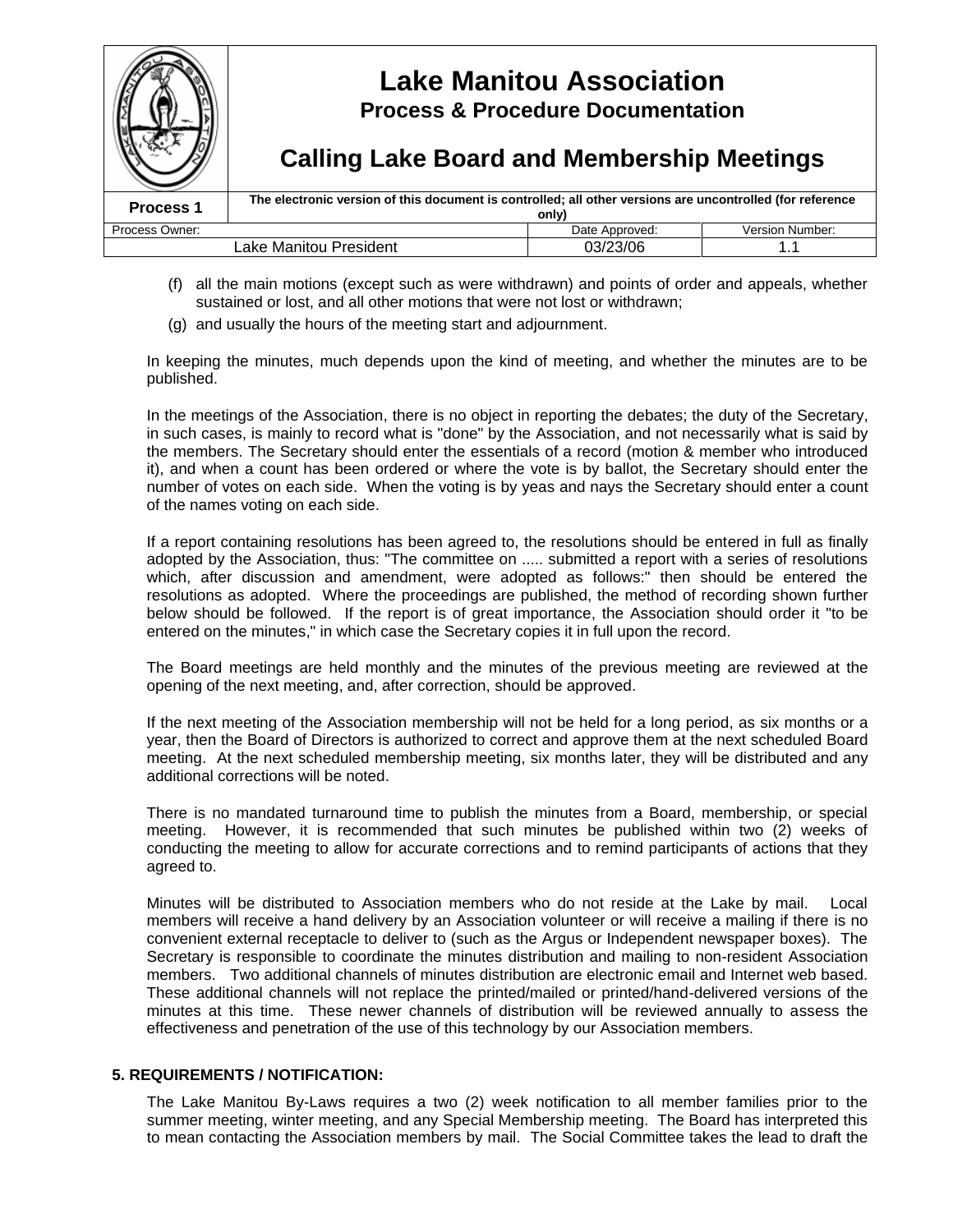(f) all the main motions (except such as were withdrawn) and points of order and appeals, whether sustained or lost, and all other motions that were not lost or withdrawn;

(g) and usually the hours of the meeting start and adjournment.

In keeping the minutes, much depends upon the kind of meeting, and whether the minutes are to be published.

In the meetings of the Association, there is no object in reporting the debates; the duty of the Secretary, in such cases, is mainly to record what is "done" by the Association, and not necessarily what is said by the members. The Secretary should enter the essentials of a record (motion & member who introduced it), and when a count has been ordered or where the vote is by ballot, the Secretary should enter the number of votes on each side. When the voting is by yeas and nays the Secretary should enter a count of the names voting on each side.

If a report containing resolutions has been agreed to, the resolutions should be entered in full as finally adopted by the Association, thus: "The committee on ..... submitted a report with a series of resolutions which, after discussion and amendment, were adopted as follows:" then should be entered the resolutions as adopted. Where the proceedings are published, the method of recording shown further below should be followed. If the report is of great importance, the Association should order it "to be entered on the minutes," in which case the Secretary copies it in full upon the record.

The Board meetings are held monthly and the minutes of the previous meeting are reviewed at the opening of the next meeting, and, after correction, should be approved.

If the next meeting of the Association membership will not be held for a long period, as six months or a year, then the Board of Directors is authorized to correct and approve them at the next scheduled Board meeting. At the next scheduled membership meeting, six months later, they will be distributed and any additional corrections will be noted.

There is no mandated turnaround time to publish the minutes from a Board, membership, or special meeting. However, it is recommended that such minutes be published within two (2) weeks of conducting the meeting to allow for accurate corrections and to remind participants of actions that they agreed to.

Minutes will be distributed to Association members who do not reside at the Lake by mail. Local members will receive a hand delivery by an Association volunteer or will receive a mailing if there is no convenient external receptacle to deliver to (such as the Argus or Independent newspaper boxes). The Secretary is responsible to coordinate the minutes distribution and mailing to non-resident Association members. Two additional channels of minutes distribution are electronic email and Internet web based. These additional channels will not replace the printed/mailed or printed/hand-delivered versions of the minutes at this time. These newer channels of distribution will be reviewed annually to assess the effectiveness and penetration of the use of this technology by our Association members.

## 5. REQUIREMENTS / NOTIFICATION:

The Lake Manitou By-Laws requires a two (2) week notification to all member families prior to the summer meeting, winter meeting, and any Special Membership meeting. The Board has interpreted this to mean contacting the Association members by mail. The Social Committee takes the lead to draft the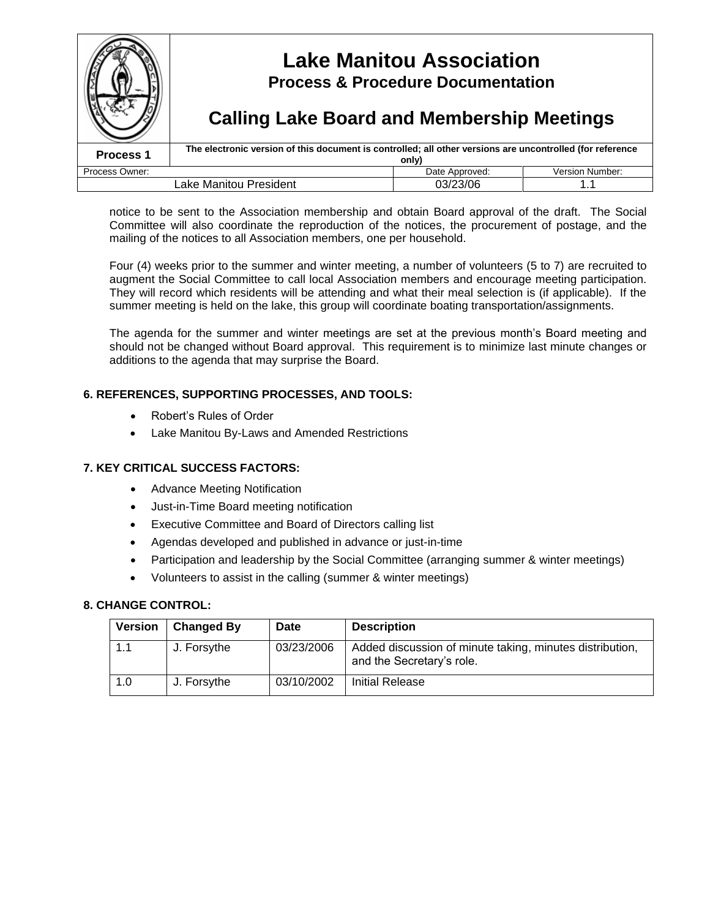notice to be sent to the Association membership and obtain Board approval of the draft. The Social Committee will also coordinate the reproduction of the notices, the procurement of postage, and the mailing of the notices to all Association members, one per household.

Four (4) weeks prior to the summer and winter meeting, a number of volunteers (5 to 7) are recruited to augment the Social Committee to call local Association members and encourage meeting participation. They will record which residents will be attending and what their meal selection is (if applicable). If the summer meeting is held on the lake, this group will coordinate boating transportation/assignments.

The agenda for the summer and winter meetings are set at the previous month's Board meeting and should not be changed without Board approval. This requirement is to minimize last minute changes or additions to the agenda that may surprise the Board.

## 6. REFERENCES, SUPPORTING PROCESSES, AND TOOLS:

- Robert's Rules of Order
- Lake Manitou By-Laws and Amended Restrictions

## 7. KEY CRITICAL SUCCESS FACTORS:

- Advance Meeting Notification
- Just-in-Time Board meeting notification
- Executive Committee and Board of Directors calling list
- Agendas developed and published in advance or just-in-time
- Participation and leadership by the Social Committee (arranging summer & winter meetings)
- Volunteers to assist in the calling (summer & winter meetings)

## 8. CHANGE CONTROL:

| Version | Changed By | Date | Description |
|---|---|---|---|
| 1.1 | J. Forsythe | 03/23/2006 | Added discussion of minute taking, minutes distribution, and the Secretary's role. |
| 1.0 | J. Forsythe | 03/10/2002 | Initial Release |